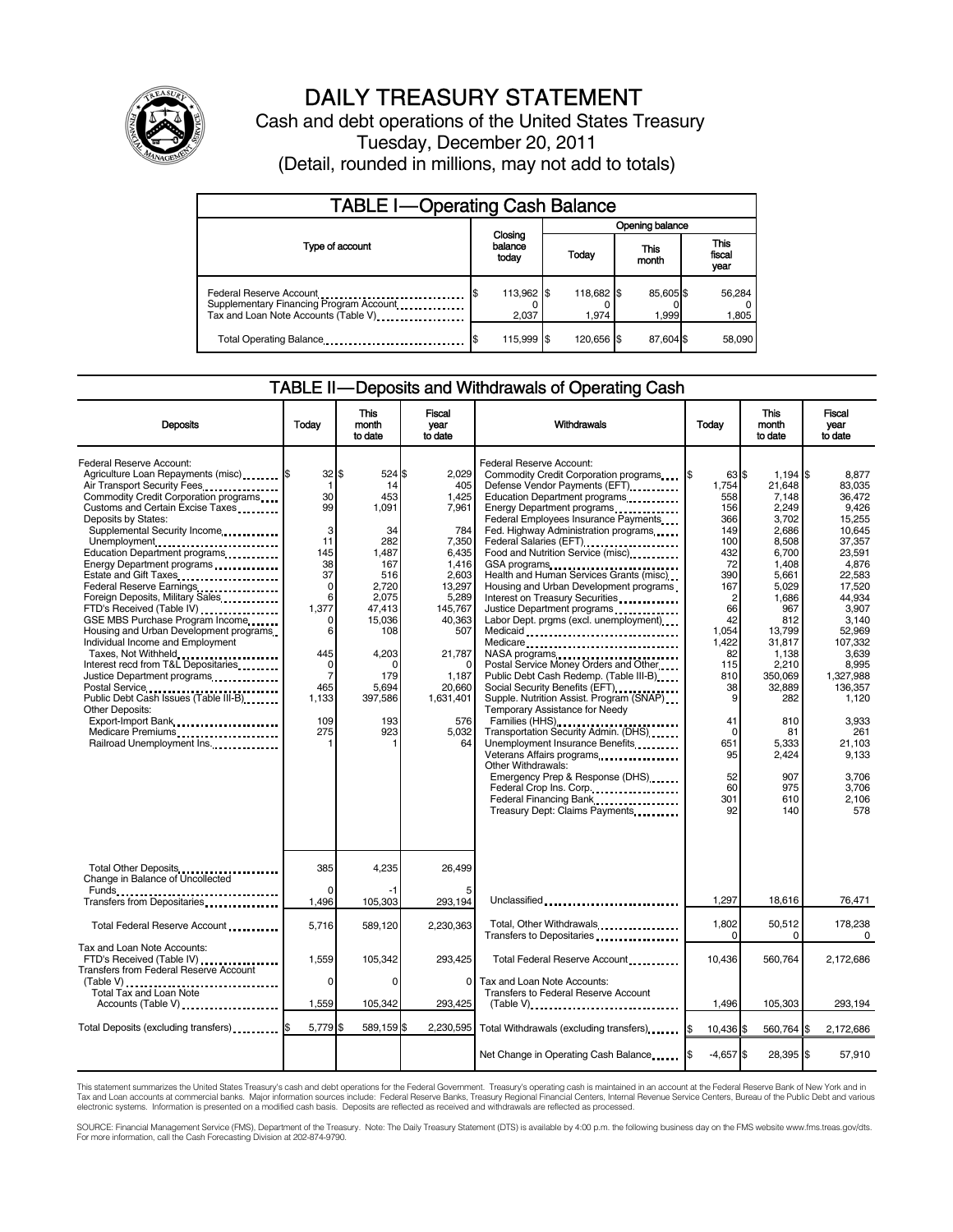# DAILY TREASURY STATEMENT

Cash and debt operations of the United States Treasury

Tuesday, December 20, 2011

(Detail, rounded in millions, may not add to totals)

## TABLE I—Operating Cash Balance

| Type of account | Closing balance today | Opening balance Today | Opening balance This month | Opening balance This fiscal year |
|---|---|---|---|---|
| Federal Reserve Account | $ 113,962 | $ 118,682 | $ 85,605 | $ 56,284 |
| Supplementary Financing Program Account | 0 | 0 | 0 | 0 |
| Tax and Loan Note Accounts (Table V) | 2,037 | 1,974 | 1,999 | 1,805 |
| Total Operating Balance | $ 115,999 | $ 120,656 | $ 87,604 | $ 58,090 |

## TABLE II—Deposits and Withdrawals of Operating Cash

| Deposits | Today | This month to date | Fiscal year to date |
|---|---|---|---|
| Federal Reserve Account: | | | |
| Agriculture Loan Repayments (misc) | $ 32 | $ 524 | $ 2,029 |
| Air Transport Security Fees | 1 | 14 | 405 |
| Commodity Credit Corporation programs | 30 | 453 | 1,425 |
| Customs and Certain Excise Taxes | 99 | 1,091 | 7,961 |
| Deposits by States: | | | |
| Supplemental Security Income | 3 | 34 | 784 |
| Unemployment | 11 | 282 | 7,350 |
| Education Department programs | 145 | 1,487 | 6,435 |
| Energy Department programs | 38 | 167 | 1,416 |
| Estate and Gift Taxes | 37 | 516 | 2,603 |
| Federal Reserve Earnings | 0 | 2,720 | 13,297 |
| Foreign Deposits, Military Sales | 6 | 2,075 | 5,289 |
| FTD's Received (Table IV) | 1,377 | 47,413 | 145,767 |
| GSE MBS Purchase Program Income | 0 | 15,036 | 40,363 |
| Housing and Urban Development programs | 6 | 108 | 507 |
| Individual Income and Employment Taxes, Not Withheld | 445 | 4,203 | 21,787 |
| Interest recd from T&L Depositaries | 0 | 0 | 0 |
| Justice Department programs | 7 | 179 | 1,187 |
| Postal Service | 465 | 5,694 | 20,660 |
| Public Debt Cash Issues (Table III-B) | 1,133 | 397,586 | 1,631,401 |
| Other Deposits: | | | |
| Export-Import Bank | 109 | 193 | 576 |
| Medicare Premiums | 275 | 923 | 5,032 |
| Railroad Unemployment Ins. | 1 | 1 | 64 |
| Total Other Deposits | 385 | 4,235 | 26,499 |
| Change in Balance of Uncollected Funds | 0 | -1 | 5 |
| Transfers from Depositaries | 1,496 | 105,303 | 293,194 |
| Total Federal Reserve Account | 5,716 | 589,120 | 2,230,363 |
| Tax and Loan Note Accounts: | | | |
| FTD's Received (Table IV) | 1,559 | 105,342 | 293,425 |
| Transfers from Federal Reserve Account (Table V) | 0 | 0 | 0 |
| Total Tax and Loan Note Accounts (Table V) | 1,559 | 105,342 | 293,425 |
| Total Deposits (excluding transfers) | $ 5,779 | $ 589,159 | $ 2,230,595 |

| Withdrawals | Today | This month to date | Fiscal year to date |
|---|---|---|---|
| Federal Reserve Account: | | | |
| Commodity Credit Corporation programs | $ 63 | $ 1,194 | $ 8,877 |
| Defense Vendor Payments (EFT) | 1,754 | 21,648 | 83,035 |
| Education Department programs | 558 | 7,148 | 36,472 |
| Energy Department programs | 156 | 2,249 | 9,426 |
| Federal Employees Insurance Payments | 366 | 3,702 | 15,255 |
| Fed. Highway Administration programs | 149 | 2,686 | 10,645 |
| Federal Salaries (EFT) | 100 | 8,508 | 37,357 |
| Food and Nutrition Service (misc) | 432 | 6,700 | 23,591 |
| GSA programs | 72 | 1,408 | 4,876 |
| Health and Human Services Grants (misc) | 390 | 5,661 | 22,583 |
| Housing and Urban Development programs | 167 | 5,029 | 17,520 |
| Interest on Treasury Securities | 2 | 1,686 | 44,934 |
| Justice Department programs | 66 | 967 | 3,907 |
| Labor Dept. prgms (excl. unemployment) | 42 | 812 | 3,140 |
| Medicaid | 1,054 | 13,799 | 52,969 |
| Medicare | 1,422 | 31,817 | 107,332 |
| NASA programs | 82 | 1,138 | 3,639 |
| Postal Service Money Orders and Other | 115 | 2,210 | 8,995 |
| Public Debt Cash Redemp. (Table III-B) | 810 | 350,069 | 1,327,988 |
| Social Security Benefits (EFT) | 38 | 32,889 | 136,357 |
| Supple. Nutrition Assist. Program (SNAP) | 9 | 282 | 1,120 |
| Temporary Assistance for Needy Families (HHS) | 41 | 810 | 3,933 |
| Transportation Security Admin. (DHS) | 0 | 81 | 261 |
| Unemployment Insurance Benefits | 651 | 5,333 | 21,103 |
| Veterans Affairs programs | 95 | 2,424 | 9,133 |
| Other Withdrawals: | | | |
| Emergency Prep & Response (DHS) | 52 | 907 | 3,706 |
| Federal Crop Ins. Corp. | 60 | 975 | 3,706 |
| Federal Financing Bank | 301 | 610 | 2,106 |
| Treasury Dept: Claims Payments | 92 | 140 | 578 |
| Unclassified | 1,297 | 18,616 | 76,471 |
| Total, Other Withdrawals | 1,802 | 50,512 | 178,238 |
| Transfers to Depositaries | 0 | 0 | 0 |
| Total Federal Reserve Account | 10,436 | 560,764 | 2,172,686 |
| Tax and Loan Note Accounts: | | | |
| Transfers to Federal Reserve Account (Table V) | 1,496 | 105,303 | 293,194 |
| Total Withdrawals (excluding transfers) | $ 10,436 | $ 560,764 | $ 2,172,686 |
| Net Change in Operating Cash Balance | $ -4,657 | $ 28,395 | $ 57,910 |

This statement summarizes the United States Treasury's cash and debt operations for the Federal Government. Treasury's operating cash is maintained in an account at the Federal Reserve Bank of New York and in Tax and Loan accounts at commercial banks. Major information sources include: Federal Reserve Banks, Treasury Regional Financial Centers, Internal Revenue Service Centers, Bureau of the Public Debt and various electronic systems. Information is presented on a modified cash basis. Deposits are reflected as received and withdrawals are reflected as processed.

SOURCE: Financial Management Service (FMS), Department of the Treasury. Note: The Daily Treasury Statement (DTS) is available by 4:00 p.m. the following business day on the FMS website www.fms.treas.gov/dts. For more information, call the Cash Forecasting Division at 202-874-9790.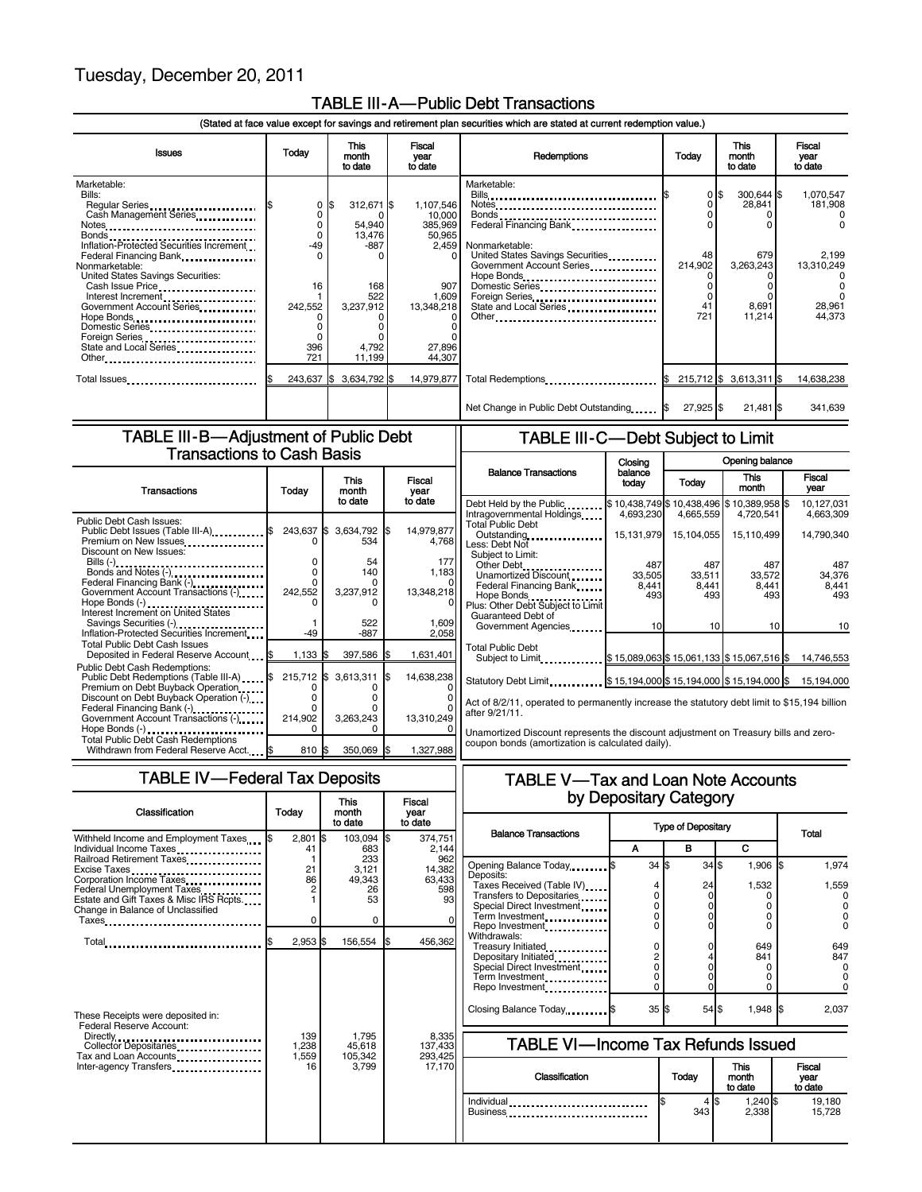Tuesday, December 20, 2011

## TABLE III-A—Public Debt Transactions

(Stated at face value except for savings and retirement plan securities which are stated at current redemption value.)

| Issues | Today | This month to date | Fiscal year to date |
|---|---|---|---|
| Marketable: | | | |
| Bills: | | | |
| Regular Series | $ 0 | $ 312,671 | $ 1,107,546 |
| Cash Management Series | 0 | 0 | 10,000 |
| Notes | 0 | 54,940 | 385,969 |
| Bonds | 0 | 13,476 | 50,965 |
| Inflation-Protected Securities Increment | -49 | -887 | 2,459 |
| Federal Financing Bank | 0 | 0 | 0 |
| Nonmarketable: | | | |
| United States Savings Securities: | | | |
| Cash Issue Price | 16 | 168 | 907 |
| Interest Increment | 1 | 522 | 1,609 |
| Government Account Series | 242,552 | 3,237,912 | 13,348,218 |
| Hope Bonds | 0 | 0 | 0 |
| Domestic Series | 0 | 0 | 0 |
| Foreign Series | 0 | 0 | 0 |
| State and Local Series | 396 | 4,792 | 27,896 |
| Other | 721 | 11,199 | 44,307 |
| Total Issues | $ 243,637 | $ 3,634,792 | $ 14,979,877 |

| Redemptions | Today | This month to date | Fiscal year to date |
|---|---|---|---|
| Marketable: | | | |
| Bills | $ 0 | $ 300,644 | $ 1,070,547 |
| Notes | 0 | 28,841 | 181,908 |
| Bonds | 0 | 0 | 0 |
| Federal Financing Bank | 0 | 0 | 0 |
| Nonmarketable: | | | |
| United States Savings Securities | 48 | 679 | 2,199 |
| Government Account Series | 214,902 | 3,263,243 | 13,310,249 |
| Hope Bonds | 0 | 0 | 0 |
| Domestic Series | 0 | 0 | 0 |
| Foreign Series | 0 | 0 | 0 |
| State and Local Series | 41 | 8,691 | 28,961 |
| Other | 721 | 11,214 | 44,373 |
| Total Redemptions | $ 215,712 | $ 3,613,311 | $ 14,638,238 |
| Net Change in Public Debt Outstanding | $ 27,925 | $ 21,481 | $ 341,639 |

## TABLE III-B—Adjustment of Public Debt Transactions to Cash Basis

| Transactions | Today | This month to date | Fiscal year to date |
|---|---|---|---|
| Public Debt Cash Issues: | | | |
| Public Debt Issues (Table III-A) | $ 243,637 | $ 3,634,792 | $ 14,979,877 |
| Premium on New Issues | 0 | 534 | 4,768 |
| Discount on New Issues: | | | |
| Bills (-) | 0 | 54 | 177 |
| Bonds and Notes (-) | 0 | 140 | 1,183 |
| Federal Financing Bank (-) | 0 | 0 | 0 |
| Government Account Transactions (-) | 242,552 | 3,237,912 | 13,348,218 |
| Hope Bonds (-) | 0 | 0 | 0 |
| Interest Increment on United States Savings Securities (-) | 1 | 522 | 1,609 |
| Inflation-Protected Securities Increment | -49 | -887 | 2,058 |
| Total Public Debt Cash Issues Deposited in Federal Reserve Account | $ 1,133 | $ 397,586 | $ 1,631,401 |
| Public Debt Cash Redemptions: | | | |
| Public Debt Redemptions (Table III-A) | $ 215,712 | $ 3,613,311 | $ 14,638,238 |
| Premium on Debt Buyback Operation | 0 | 0 | 0 |
| Discount on Debt Buyback Operation (-) | 0 | 0 | 0 |
| Federal Financing Bank (-) | 0 | 0 | 0 |
| Government Account Transactions (-) | 214,902 | 3,263,243 | 13,310,249 |
| Hope Bonds (-) | 0 | 0 | 0 |
| Total Public Debt Cash Redemptions Withdrawn from Federal Reserve Acct. | $ 810 | $ 350,069 | $ 1,327,988 |

## TABLE III-C—Debt Subject to Limit

| Balance Transactions | Closing balance today | Opening balance Today | Opening balance This month | Opening balance Fiscal year |
|---|---|---|---|---|
| Debt Held by the Public | $ 10,438,749 | $ 10,438,496 | $ 10,389,958 | $ 10,127,031 |
| Intragovernmental Holdings | 4,693,230 | 4,665,559 | 4,720,541 | 4,663,309 |
| Total Public Debt Outstanding | 15,131,979 | 15,104,055 | 15,110,499 | 14,790,340 |
| Less: Debt Not Subject to Limit: | | | | |
| Other Debt | 487 | 487 | 487 | 487 |
| Unamortized Discount | 33,505 | 33,511 | 33,572 | 34,376 |
| Federal Financing Bank | 8,441 | 8,441 | 8,441 | 8,441 |
| Hope Bonds | 493 | 493 | 493 | 493 |
| Plus: Other Debt Subject to Limit Guaranteed Debt of Government Agencies | 10 | 10 | 10 | 10 |
| Total Public Debt Subject to Limit | $ 15,089,063 | $ 15,061,133 | $ 15,067,516 | $ 14,746,553 |
| Statutory Debt Limit | $ 15,194,000 | $ 15,194,000 | $ 15,194,000 | $ 15,194,000 |

Act of 8/2/11, operated to permanently increase the statutory debt limit to $15,194 billion after 9/21/11.

Unamortized Discount represents the discount adjustment on Treasury bills and zero-coupon bonds (amortization is calculated daily).

## TABLE IV—Federal Tax Deposits

| Classification | Today | This month to date | Fiscal year to date |
|---|---|---|---|
| Withheld Income and Employment Taxes | $ 2,801 | $ 103,094 | $ 374,751 |
| Individual Income Taxes | 41 | 683 | 2,144 |
| Railroad Retirement Taxes | 1 | 233 | 962 |
| Excise Taxes | 21 | 3,121 | 14,382 |
| Corporation Income Taxes | 86 | 49,343 | 63,433 |
| Federal Unemployment Taxes | 2 | 26 | 598 |
| Estate and Gift Taxes & Misc IRS Rcpts. | 1 | 53 | 93 |
| Change in Balance of Unclassified Taxes | 0 | 0 | 0 |
| Total | $ 2,953 | $ 156,554 | $ 456,362 |
| These Receipts were deposited in: | | | |
| Federal Reserve Account: | | | |
| Directly | 139 | 1,795 | 8,335 |
| Collector Depositaries | 1,238 | 45,618 | 137,433 |
| Tax and Loan Accounts | 1,559 | 105,342 | 293,425 |
| Inter-agency Transfers | 16 | 3,799 | 17,170 |

## TABLE V—Tax and Loan Note Accounts by Depositary Category

| Balance Transactions | Type of Depositary A | B | C | Total |
|---|---|---|---|---|
| Opening Balance Today | $ 34 | $ 34 | $ 1,906 | $ 1,974 |
| Deposits: | | | | |
| Taxes Received (Table IV) | 4 | 24 | 1,532 | 1,559 |
| Transfers to Depositaries | 0 | 0 | 0 | 0 |
| Special Direct Investment | 0 | 0 | 0 | 0 |
| Term Investment | 0 | 0 | 0 | 0 |
| Repo Investment | 0 | 0 | 0 | 0 |
| Withdrawals: | | | | |
| Treasury Initiated | 0 | 0 | 649 | 649 |
| Depositary Initiated | 2 | 4 | 841 | 847 |
| Special Direct Investment | 0 | 0 | 0 | 0 |
| Term Investment | 0 | 0 | 0 | 0 |
| Repo Investment | 0 | 0 | 0 | 0 |
| Closing Balance Today | $ 35 | $ 54 | $ 1,948 | $ 2,037 |

## TABLE VI—Income Tax Refunds Issued

| Classification | Today | This month to date | Fiscal year to date |
|---|---|---|---|
| Individual | $ 4 | $ 1,240 | $ 19,180 |
| Business | 343 | 2,338 | 15,728 |